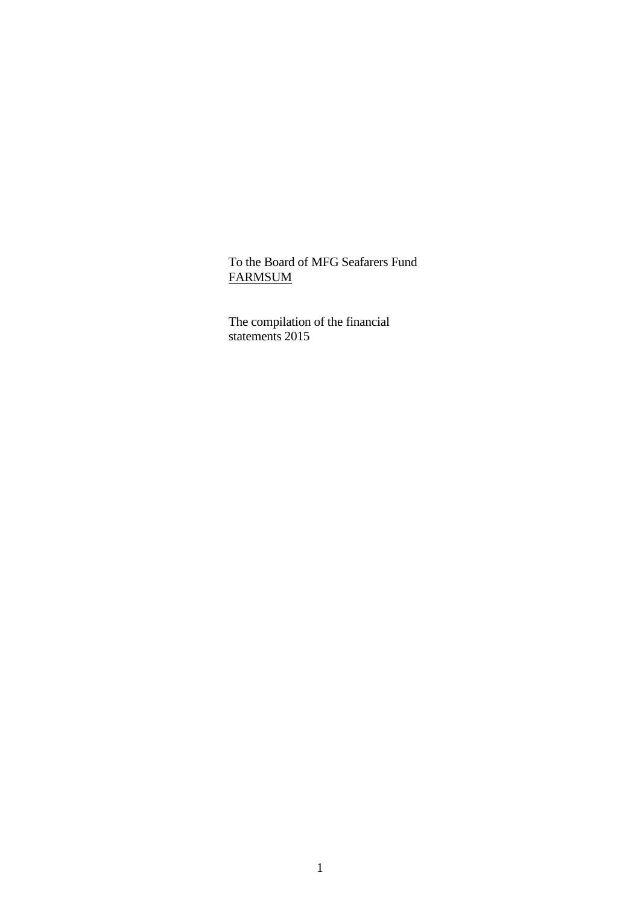To the Board of MFG Seafarers Fund
FARMSUM

The compilation of the financial statements 2015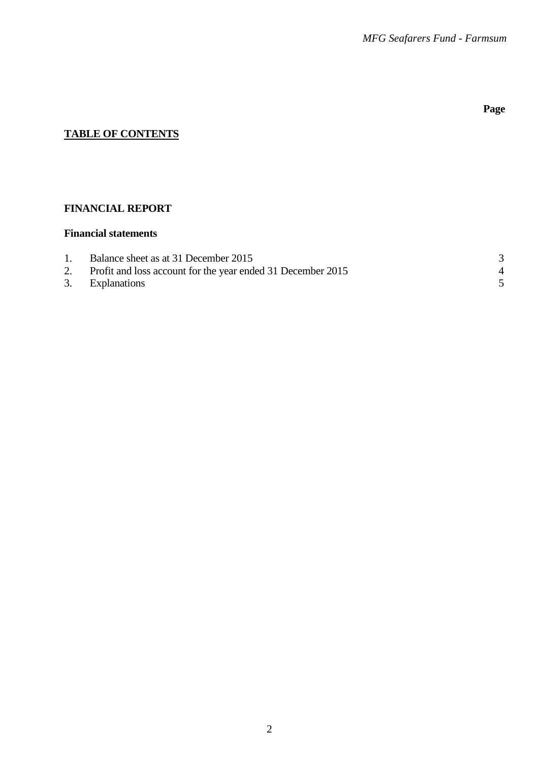**Page**

## TABLE OF CONTENTS

## FINANCIAL REPORT

### Financial statements

| | | |
|---|---|---|
| 1. | Balance sheet as at 31 December 2015 | 3 |
| 2. | Profit and loss account for the year ended 31 December 2015 | 4 |
| 3. | Explanations | 5 |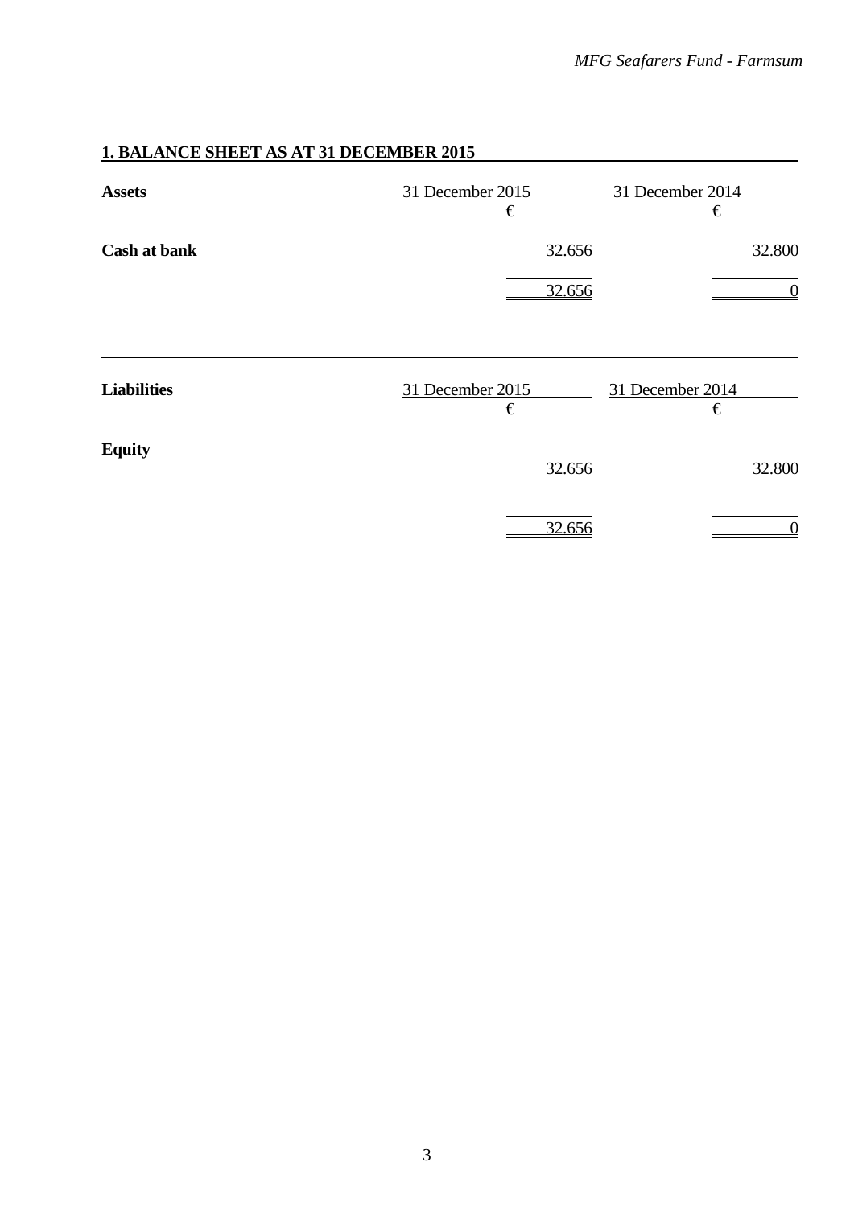## 1. BALANCE SHEET AS AT 31 DECEMBER 2015

| **Assets** | 31 December 2015 | 31 December 2014 |
|---|---|---|
| | € | € |
| **Cash at bank** | 32.656 | 32.800 |
| | 32.656 | 0 |

| **Liabilities** | 31 December 2015 | 31 December 2014 |
|---|---|---|
| | € | € |
| **Equity** | 32.656 | 32.800 |
| | 32.656 | 0 |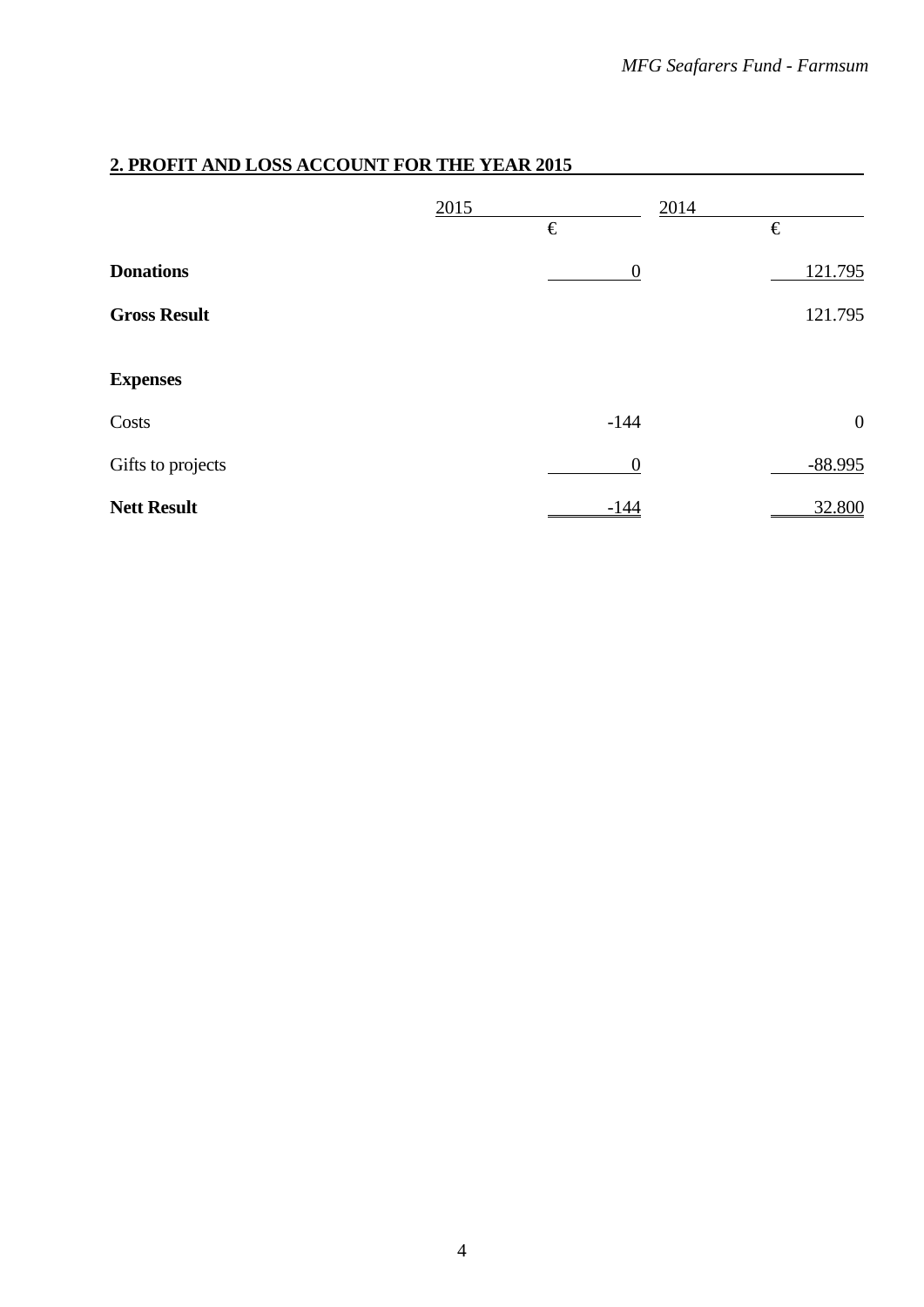## 2. PROFIT AND LOSS ACCOUNT FOR THE YEAR 2015

| | 2015 | 2014 |
|---|---|---|
| | € | € |
| **Donations** | 0 | 121.795 |
| **Gross Result** | | 121.795 |
| **Expenses** | | |
| Costs | -144 | 0 |
| Gifts to projects | 0 | -88.995 |
| **Nett Result** | -144 | 32.800 |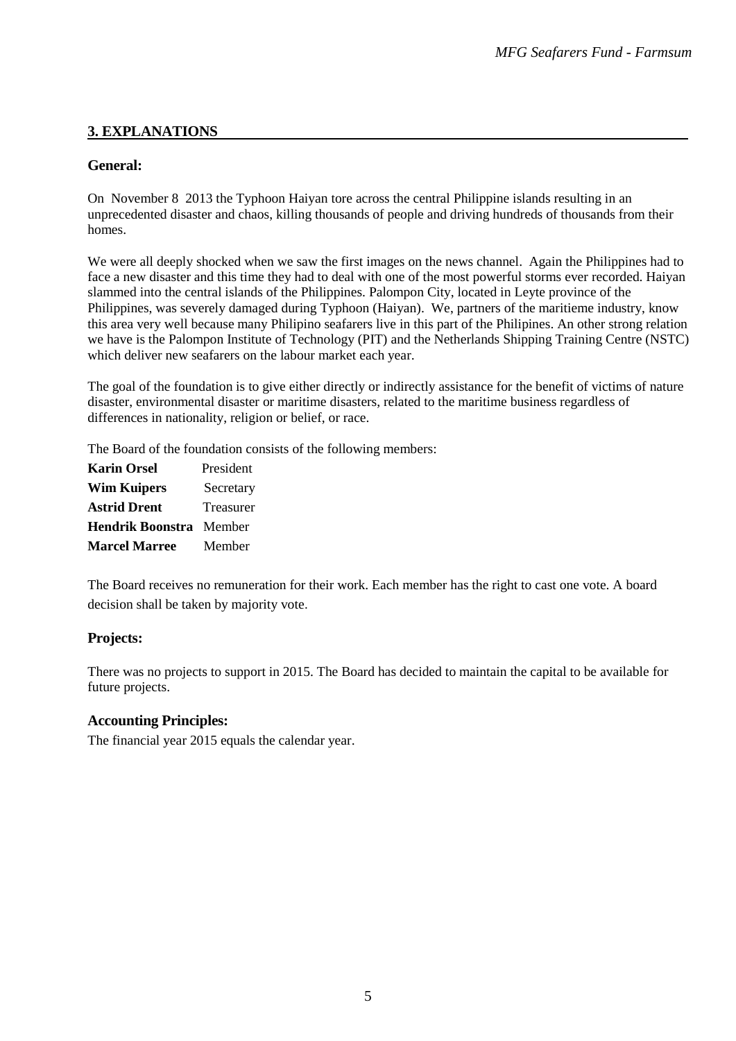## 3. EXPLANATIONS

### General:

On November 8 2013 the Typhoon Haiyan tore across the central Philippine islands resulting in an unprecedented disaster and chaos, killing thousands of people and driving hundreds of thousands from their homes.

We were all deeply shocked when we saw the first images on the news channel. Again the Philippines had to face a new disaster and this time they had to deal with one of the most powerful storms ever recorded. Haiyan slammed into the central islands of the Philippines. Palompon City, located in Leyte province of the Philippines, was severely damaged during Typhoon (Haiyan). We, partners of the maritieme industry, know this area very well because many Philipino seafarers live in this part of the Philipines. An other strong relation we have is the Palompon Institute of Technology (PIT) and the Netherlands Shipping Training Centre (NSTC) which deliver new seafarers on the labour market each year.

The goal of the foundation is to give either directly or indirectly assistance for the benefit of victims of nature disaster, environmental disaster or maritime disasters, related to the maritime business regardless of differences in nationality, religion or belief, or race.

The Board of the foundation consists of the following members:

| | |
|---|---|
| **Karin Orsel** | President |
| **Wim Kuipers** | Secretary |
| **Astrid Drent** | Treasurer |
| **Hendrik Boonstra** | Member |
| **Marcel Marree** | Member |

The Board receives no remuneration for their work. Each member has the right to cast one vote. A board decision shall be taken by majority vote.

### Projects:

There was no projects to support in 2015. The Board has decided to maintain the capital to be available for future projects.

### Accounting Principles:

The financial year 2015 equals the calendar year.